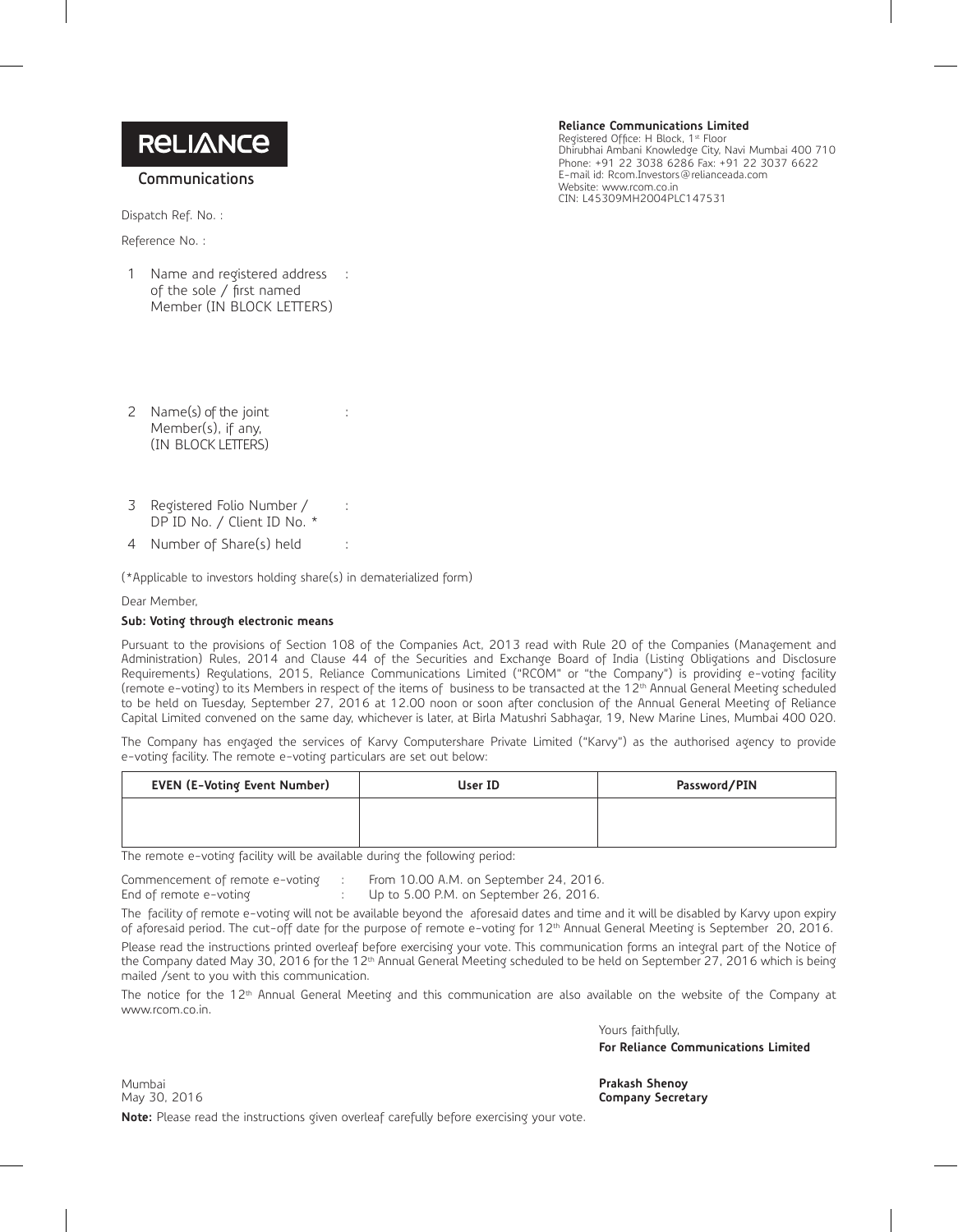**RELIANCE**

**Communications**

**Reliance Communications Limited**
Registered Office: H Block, 1st Floor
Dhirubhai Ambani Knowledge City, Navi Mumbai 400 710
Phone: +91 22 3038 6286 Fax: +91 22 3037 6622
E-mail id: Rcom.Investors@relianceada.com
Website: www.rcom.co.in
CIN: L45309MH2004PLC147531

Dispatch Ref. No. :

Reference No. :

1. Name and registered address of the sole / first named Member (IN BLOCK LETTERS) :

2. Name(s) of the joint Member(s), if any, (IN BLOCK LETTERS) :

3. Registered Folio Number / DP ID No. / Client ID No. * :

4. Number of Share(s) held :

(*Applicable to investors holding share(s) in dematerialized form)

Dear Member,

**Sub: Voting through electronic means**

Pursuant to the provisions of Section 108 of the Companies Act, 2013 read with Rule 20 of the Companies (Management and Administration) Rules, 2014 and Clause 44 of the Securities and Exchange Board of India (Listing Obligations and Disclosure Requirements) Regulations, 2015, Reliance Communications Limited ("RCOM" or "the Company") is providing e-voting facility (remote e-voting) to its Members in respect of the items of business to be transacted at the 12th Annual General Meeting scheduled to be held on Tuesday, September 27, 2016 at 12.00 noon or soon after conclusion of the Annual General Meeting of Reliance Capital Limited convened on the same day, whichever is later, at Birla Matushri Sabhagar, 19, New Marine Lines, Mumbai 400 020.

The Company has engaged the services of Karvy Computershare Private Limited ("Karvy") as the authorised agency to provide e-voting facility. The remote e-voting particulars are set out below:

| EVEN (E-Voting Event Number) | User ID | Password/PIN |
|---|---|---|
| | | |

The remote e-voting facility will be available during the following period:

Commencement of remote e-voting : From 10.00 A.M. on September 24, 2016.
End of remote e-voting : Up to 5.00 P.M. on September 26, 2016.

The facility of remote e-voting will not be available beyond the aforesaid dates and time and it will be disabled by Karvy upon expiry of aforesaid period. The cut-off date for the purpose of remote e-voting for 12th Annual General Meeting is September 20, 2016.

Please read the instructions printed overleaf before exercising your vote. This communication forms an integral part of the Notice of the Company dated May 30, 2016 for the 12th Annual General Meeting scheduled to be held on September 27, 2016 which is being mailed /sent to you with this communication.

The notice for the 12th Annual General Meeting and this communication are also available on the website of the Company at www.rcom.co.in.

Yours faithfully,
**For Reliance Communications Limited**

Mumbai
May 30, 2016

**Prakash Shenoy**
**Company Secretary**

**Note:** Please read the instructions given overleaf carefully before exercising your vote.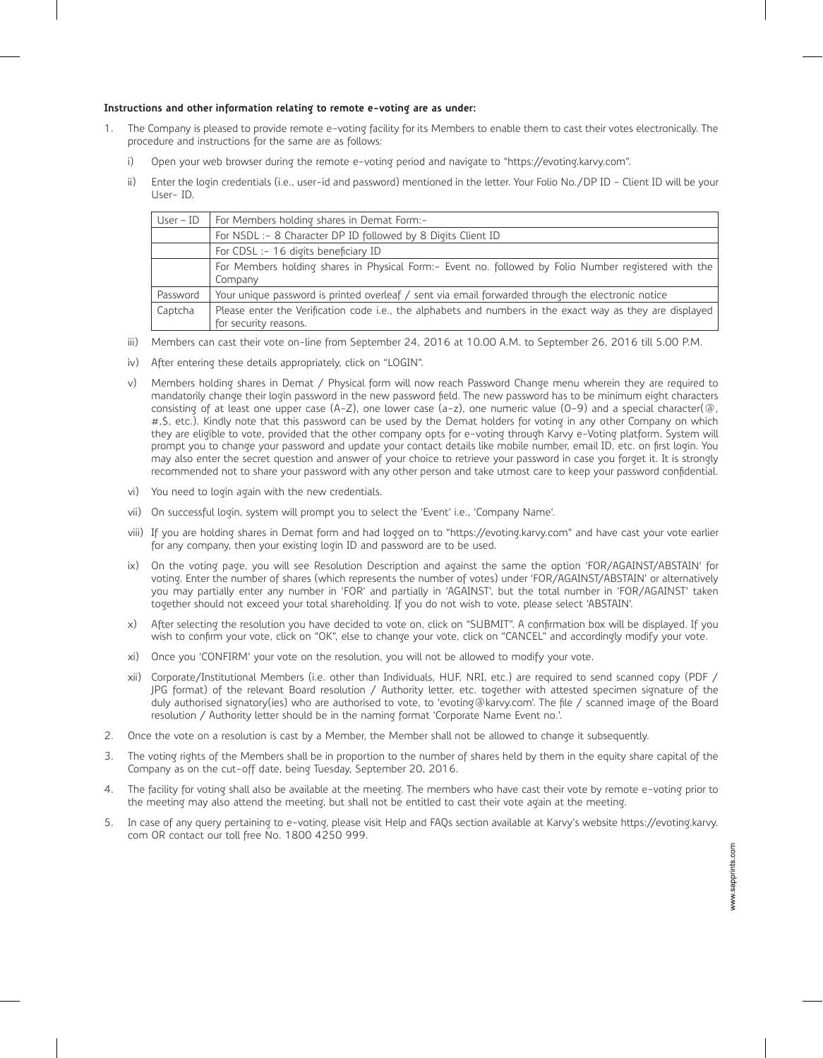**Instructions and other information relating to remote e-voting are as under:**

1. The Company is pleased to provide remote e-voting facility for its Members to enable them to cast their votes electronically. The procedure and instructions for the same are as follows:

   i) Open your web browser during the remote e-voting period and navigate to "https://evoting.karvy.com".

   ii) Enter the login credentials (i.e., user-id and password) mentioned in the letter. Your Folio No./DP ID - Client ID will be your User- ID.

   | | |
   |---|---|
   | User – ID | For Members holding shares in Demat Form:- |
   | | For NSDL :- 8 Character DP ID followed by 8 Digits Client ID |
   | | For CDSL :- 16 digits beneficiary ID |
   | | For Members holding shares in Physical Form:- Event no. followed by Folio Number registered with the Company |
   | Password | Your unique password is printed overleaf / sent via email forwarded through the electronic notice |
   | Captcha | Please enter the Verification code i.e., the alphabets and numbers in the exact way as they are displayed for security reasons. |

   iii) Members can cast their vote on-line from September 24, 2016 at 10.00 A.M. to September 26, 2016 till 5.00 P.M.

   iv) After entering these details appropriately, click on "LOGIN".

   v) Members holding shares in Demat / Physical form will now reach Password Change menu wherein they are required to mandatorily change their login password in the new password field. The new password has to be minimum eight characters consisting of at least one upper case (A-Z), one lower case (a-z), one numeric value (0-9) and a special character(@, #,$, etc.). Kindly note that this password can be used by the Demat holders for voting in any other Company on which they are eligible to vote, provided that the other company opts for e-voting through Karvy e-Voting platform. System will prompt you to change your password and update your contact details like mobile number, email ID, etc. on first login. You may also enter the secret question and answer of your choice to retrieve your password in case you forget it. It is strongly recommended not to share your password with any other person and take utmost care to keep your password confidential.

   vi) You need to login again with the new credentials.

   vii) On successful login, system will prompt you to select the 'Event' i.e., 'Company Name'.

   viii) If you are holding shares in Demat form and had logged on to "https://evoting.karvy.com" and have cast your vote earlier for any company, then your existing login ID and password are to be used.

   ix) On the voting page, you will see Resolution Description and against the same the option 'FOR/AGAINST/ABSTAIN' for voting. Enter the number of shares (which represents the number of votes) under 'FOR/AGAINST/ABSTAIN' or alternatively you may partially enter any number in 'FOR' and partially in 'AGAINST', but the total number in 'FOR/AGAINST' taken together should not exceed your total shareholding. If you do not wish to vote, please select 'ABSTAIN'.

   x) After selecting the resolution you have decided to vote on, click on "SUBMIT". A confirmation box will be displayed. If you wish to confirm your vote, click on "OK", else to change your vote, click on "CANCEL" and accordingly modify your vote.

   xi) Once you 'CONFIRM' your vote on the resolution, you will not be allowed to modify your vote.

   xii) Corporate/Institutional Members (i.e. other than Individuals, HUF, NRI, etc.) are required to send scanned copy (PDF / JPG format) of the relevant Board resolution / Authority letter, etc. together with attested specimen signature of the duly authorised signatory(ies) who are authorised to vote, to 'evoting@karvy.com'. The file / scanned image of the Board resolution / Authority letter should be in the naming format 'Corporate Name Event no.'.

2. Once the vote on a resolution is cast by a Member, the Member shall not be allowed to change it subsequently.

3. The voting rights of the Members shall be in proportion to the number of shares held by them in the equity share capital of the Company as on the cut-off date, being Tuesday, September 20, 2016.

4. The facility for voting shall also be available at the meeting. The members who have cast their vote by remote e-voting prior to the meeting may also attend the meeting, but shall not be entitled to cast their vote again at the meeting.

5. In case of any query pertaining to e-voting, please visit Help and FAQs section available at Karvy's website https://evoting.karvy.com OR contact our toll free No. 1800 4250 999.